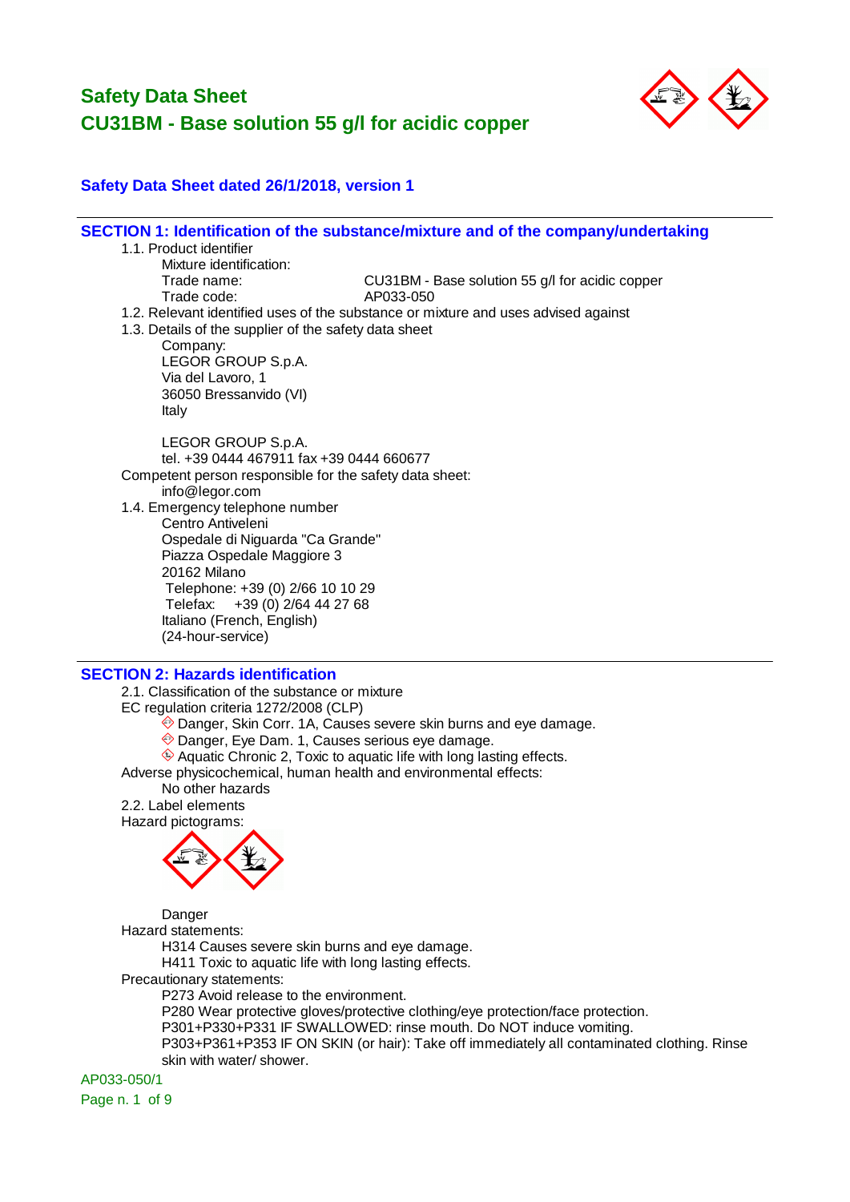# Safety Data Sheet
# CU31BM - Base solution 55 g/l for acidic copper

**Safety Data Sheet dated 26/1/2018, version 1**

## SECTION 1: Identification of the substance/mixture and of the company/undertaking

1.1. Product identifier

Mixture identification:

| | |
|---|---|
| Trade name: | CU31BM - Base solution 55 g/l for acidic copper |
| Trade code: | AP033-050 |

1.2. Relevant identified uses of the substance or mixture and uses advised against

1.3. Details of the supplier of the safety data sheet

Company:
LEGOR GROUP S.p.A.
Via del Lavoro, 1
36050 Bressanvido (VI)
Italy

LEGOR GROUP S.p.A.
tel. +39 0444 467911 fax +39 0444 660677

Competent person responsible for the safety data sheet:
info@legor.com

1.4. Emergency telephone number

Centro Antiveleni
Ospedale di Niguarda "Ca Grande"
Piazza Ospedale Maggiore 3
20162 Milano
Telephone: +39 (0) 2/66 10 10 29
Telefax: +39 (0) 2/64 44 27 68
Italiano (French, English)
(24-hour-service)

## SECTION 2: Hazards identification

2.1. Classification of the substance or mixture

EC regulation criteria 1272/2008 (CLP)

- Danger, Skin Corr. 1A, Causes severe skin burns and eye damage.
- Danger, Eye Dam. 1, Causes serious eye damage.
- Aquatic Chronic 2, Toxic to aquatic life with long lasting effects.

Adverse physicochemical, human health and environmental effects:

No other hazards

2.2. Label elements

Hazard pictograms:

Danger

Hazard statements:

H314 Causes severe skin burns and eye damage.
H411 Toxic to aquatic life with long lasting effects.

Precautionary statements:

P273 Avoid release to the environment.
P280 Wear protective gloves/protective clothing/eye protection/face protection.
P301+P330+P331 IF SWALLOWED: rinse mouth. Do NOT induce vomiting.
P303+P361+P353 IF ON SKIN (or hair): Take off immediately all contaminated clothing. Rinse skin with water/ shower.

AP033-050/1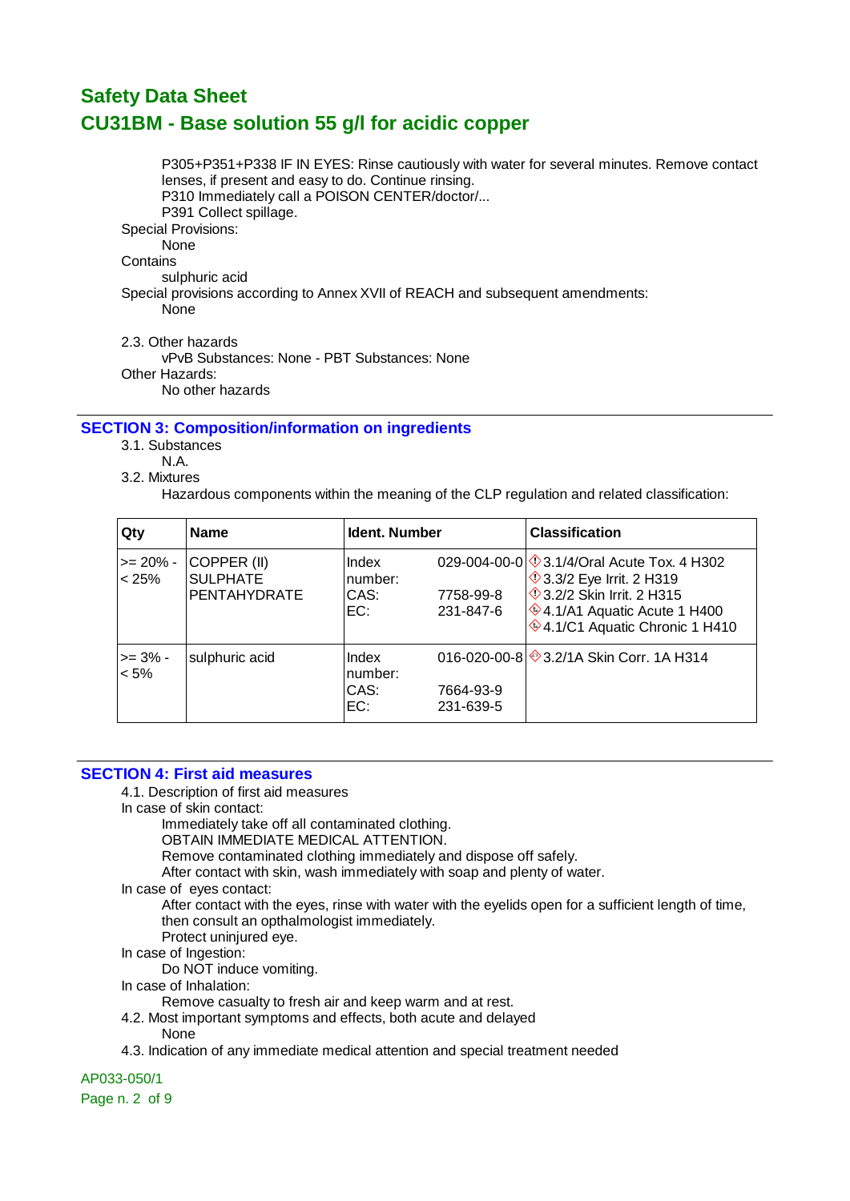P305+P351+P338 IF IN EYES: Rinse cautiously with water for several minutes. Remove contact lenses, if present and easy to do. Continue rinsing.
P310 Immediately call a POISON CENTER/doctor/...
P391 Collect spillage.

Special Provisions:
None

Contains
sulphuric acid

Special provisions according to Annex XVII of REACH and subsequent amendments:
None

2.3. Other hazards
vPvB Substances: None - PBT Substances: None

Other Hazards:
No other hazards

## SECTION 3: Composition/information on ingredients

3.1. Substances
N.A.

3.2. Mixtures
Hazardous components within the meaning of the CLP regulation and related classification:

| Qty | Name | Ident. Number | | Classification |
|---|---|---|---|---|
| >= 20% - < 25% | COPPER (II) SULPHATE PENTAHYDRATE | Index number:<br>CAS:<br>EC: | 029-004-00-0<br>7758-99-8<br>231-847-6 | 3.1/4/Oral Acute Tox. 4 H302<br>3.3/2 Eye Irrit. 2 H319<br>3.2/2 Skin Irrit. 2 H315<br>4.1/A1 Aquatic Acute 1 H400<br>4.1/C1 Aquatic Chronic 1 H410 |
| >= 3% - < 5% | sulphuric acid | Index number:<br>CAS:<br>EC: | 016-020-00-8<br>7664-93-9<br>231-639-5 | 3.2/1A Skin Corr. 1A H314 |

## SECTION 4: First aid measures

4.1. Description of first aid measures

In case of skin contact:
Immediately take off all contaminated clothing.
OBTAIN IMMEDIATE MEDICAL ATTENTION.
Remove contaminated clothing immediately and dispose off safely.
After contact with skin, wash immediately with soap and plenty of water.

In case of eyes contact:
After contact with the eyes, rinse with water with the eyelids open for a sufficient length of time, then consult an opthalmologist immediately.
Protect uninjured eye.

In case of Ingestion:
Do NOT induce vomiting.

In case of Inhalation:
Remove casualty to fresh air and keep warm and at rest.

4.2. Most important symptoms and effects, both acute and delayed
None

4.3. Indication of any immediate medical attention and special treatment needed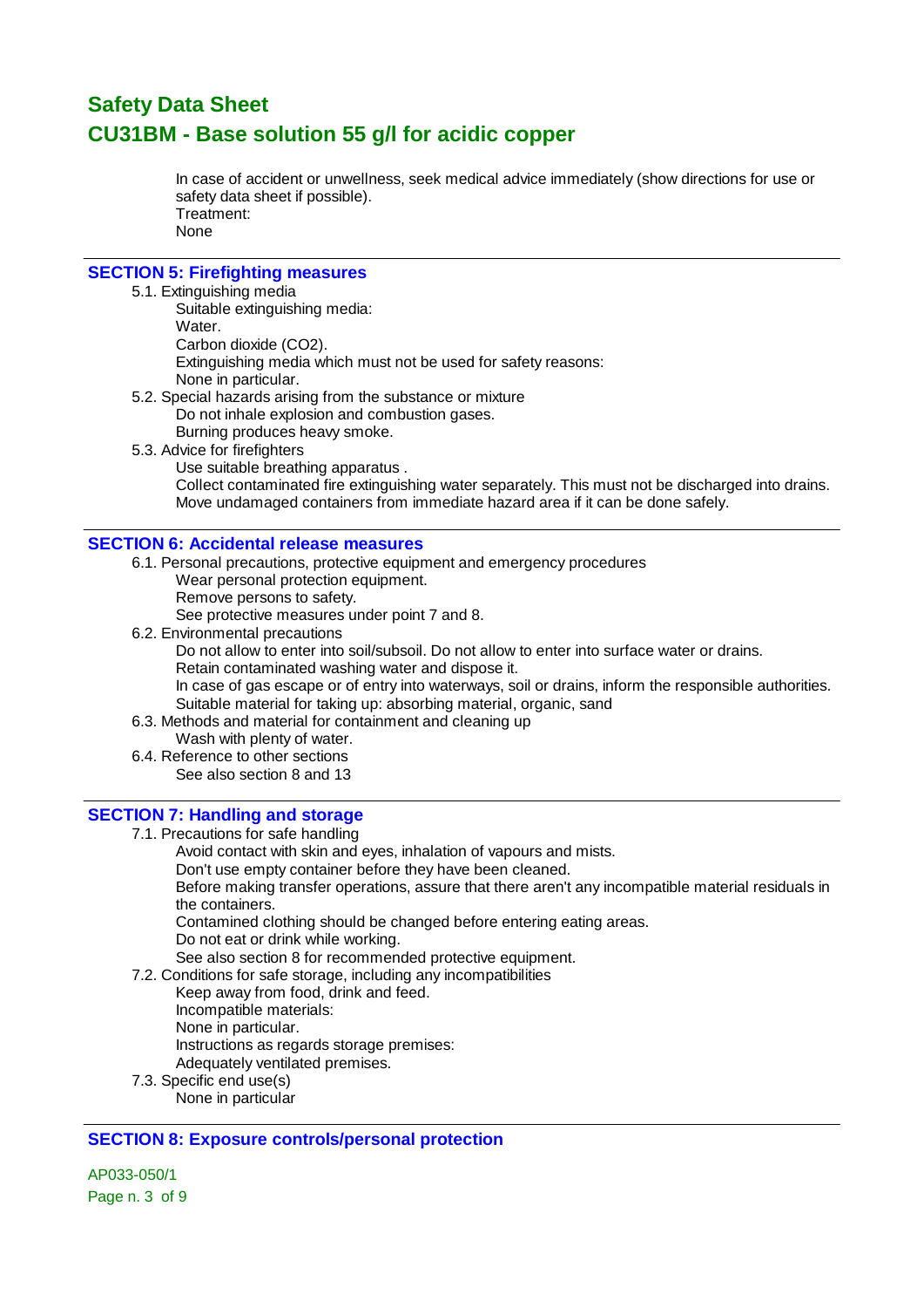In case of accident or unwellness, seek medical advice immediately (show directions for use or safety data sheet if possible).
Treatment:
None

## SECTION 5: Firefighting measures

5.1. Extinguishing media
  Suitable extinguishing media:
  Water.
  Carbon dioxide ($CO_2$).
  Extinguishing media which must not be used for safety reasons:
  None in particular.

5.2. Special hazards arising from the substance or mixture
  Do not inhale explosion and combustion gases.
  Burning produces heavy smoke.

5.3. Advice for firefighters
  Use suitable breathing apparatus .
  Collect contaminated fire extinguishing water separately. This must not be discharged into drains.
  Move undamaged containers from immediate hazard area if it can be done safely.

## SECTION 6: Accidental release measures

6.1. Personal precautions, protective equipment and emergency procedures
  Wear personal protection equipment.
  Remove persons to safety.
  See protective measures under point 7 and 8.

6.2. Environmental precautions
  Do not allow to enter into soil/subsoil. Do not allow to enter into surface water or drains.
  Retain contaminated washing water and dispose it.
  In case of gas escape or of entry into waterways, soil or drains, inform the responsible authorities.
  Suitable material for taking up: absorbing material, organic, sand

6.3. Methods and material for containment and cleaning up
  Wash with plenty of water.

6.4. Reference to other sections
  See also section 8 and 13

## SECTION 7: Handling and storage

7.1. Precautions for safe handling
  Avoid contact with skin and eyes, inhalation of vapours and mists.
  Don't use empty container before they have been cleaned.
  Before making transfer operations, assure that there aren't any incompatible material residuals in the containers.
  Contamined clothing should be changed before entering eating areas.
  Do not eat or drink while working.
  See also section 8 for recommended protective equipment.

7.2. Conditions for safe storage, including any incompatibilities
  Keep away from food, drink and feed.
  Incompatible materials:
  None in particular.
  Instructions as regards storage premises:
  Adequately ventilated premises.

7.3. Specific end use(s)
  None in particular

## SECTION 8: Exposure controls/personal protection

AP033-050/1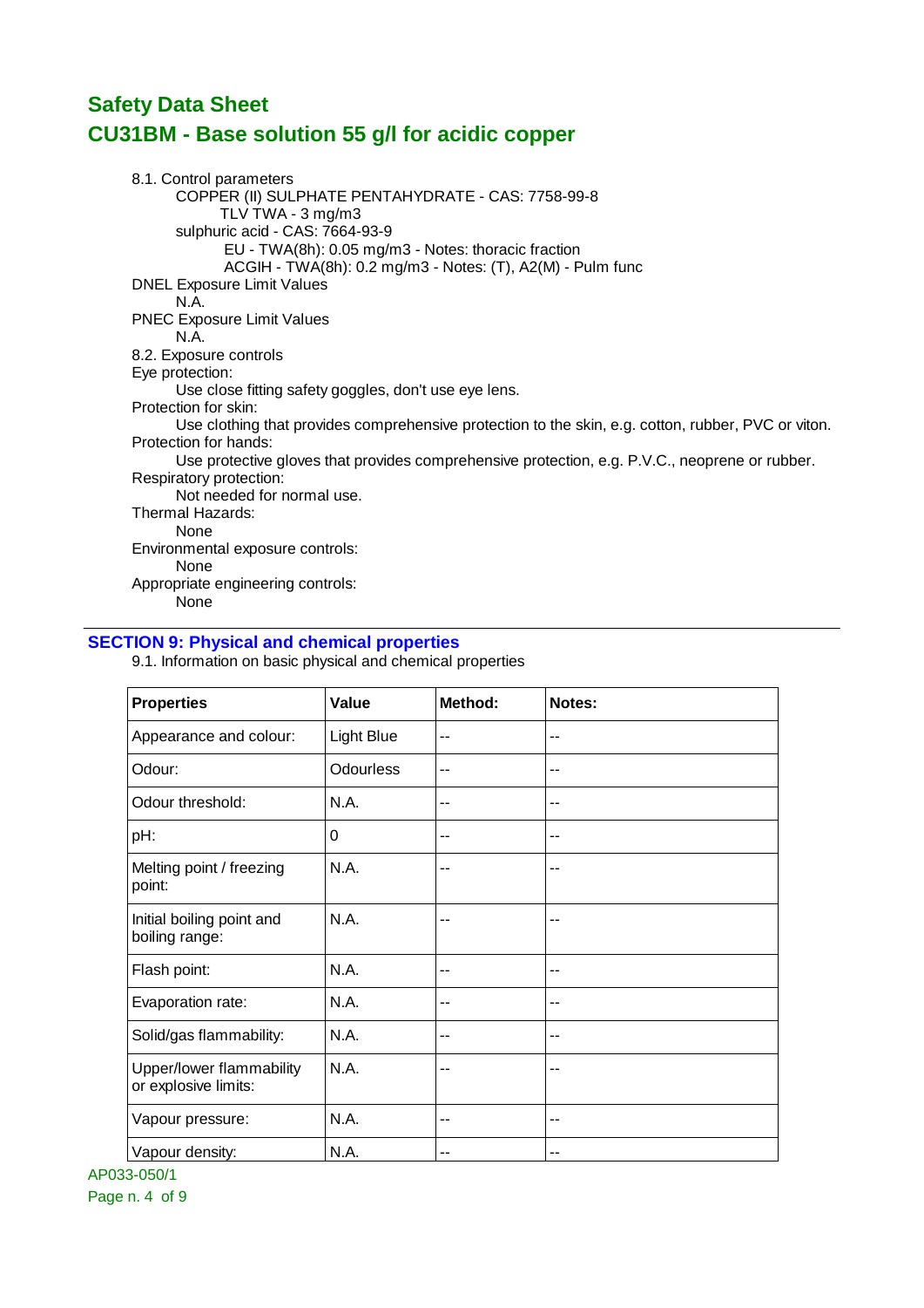8.1. Control parameters

COPPER (II) SULPHATE PENTAHYDRATE - CAS: 7758-99-8

TLV TWA - 3 mg/m3

sulphuric acid - CAS: 7664-93-9

EU - TWA(8h): 0.05 mg/m3 - Notes: thoracic fraction

ACGIH - TWA(8h): 0.2 mg/m3 - Notes: (T), A2(M) - Pulm func

DNEL Exposure Limit Values

N.A.

PNEC Exposure Limit Values

N.A.

8.2. Exposure controls

Eye protection:

Use close fitting safety goggles, don't use eye lens.

Protection for skin:

Use clothing that provides comprehensive protection to the skin, e.g. cotton, rubber, PVC or viton.

Protection for hands:

Use protective gloves that provides comprehensive protection, e.g. P.V.C., neoprene or rubber.

Respiratory protection:

Not needed for normal use.

Thermal Hazards:

None

Environmental exposure controls:

None

Appropriate engineering controls:

None

## SECTION 9: Physical and chemical properties

9.1. Information on basic physical and chemical properties

| Properties | Value | Method: | Notes: |
| --- | --- | --- | --- |
| Appearance and colour: | Light Blue | -- | -- |
| Odour: | Odourless | -- | -- |
| Odour threshold: | N.A. | -- | -- |
| pH: | 0 | -- | -- |
| Melting point / freezing point: | N.A. | -- | -- |
| Initial boiling point and boiling range: | N.A. | -- | -- |
| Flash point: | N.A. | -- | -- |
| Evaporation rate: | N.A. | -- | -- |
| Solid/gas flammability: | N.A. | -- | -- |
| Upper/lower flammability or explosive limits: | N.A. | -- | -- |
| Vapour pressure: | N.A. | -- | -- |
| Vapour density: | N.A. | -- | -- |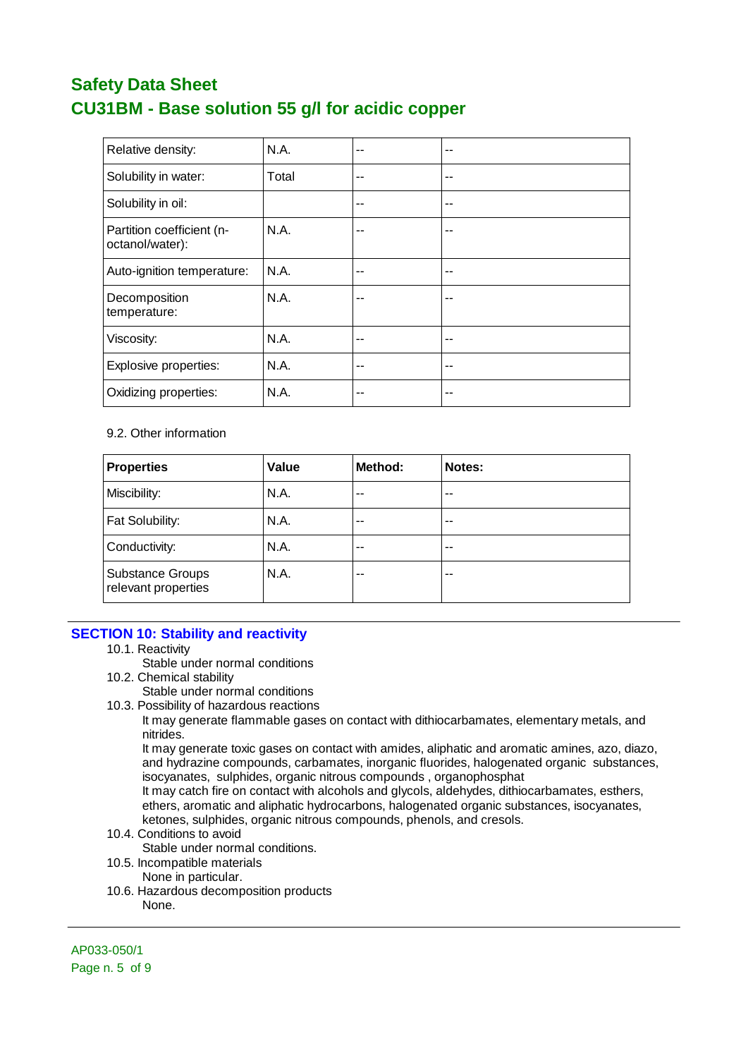| Relative density: | N.A. | -- | -- |
|---|---|---|---|
| Solubility in water: | Total | -- | -- |
| Solubility in oil: | | -- | -- |
| Partition coefficient (n-octanol/water): | N.A. | -- | -- |
| Auto-ignition temperature: | N.A. | -- | -- |
| Decomposition temperature: | N.A. | -- | -- |
| Viscosity: | N.A. | -- | -- |
| Explosive properties: | N.A. | -- | -- |
| Oxidizing properties: | N.A. | -- | -- |

9.2. Other information

| Properties | Value | Method: | Notes: |
|---|---|---|---|
| Miscibility: | N.A. | -- | -- |
| Fat Solubility: | N.A. | -- | -- |
| Conductivity: | N.A. | -- | -- |
| Substance Groups relevant properties | N.A. | -- | -- |

## SECTION 10: Stability and reactivity

10.1. Reactivity

Stable under normal conditions

10.2. Chemical stability

Stable under normal conditions

10.3. Possibility of hazardous reactions

It may generate flammable gases on contact with dithiocarbamates, elementary metals, and nitrides.

It may generate toxic gases on contact with amides, aliphatic and aromatic amines, azo, diazo, and hydrazine compounds, carbamates, inorganic fluorides, halogenated organic substances, isocyanates, sulphides, organic nitrous compounds , organophosphat

It may catch fire on contact with alcohols and glycols, aldehydes, dithiocarbamates, esthers, ethers, aromatic and aliphatic hydrocarbons, halogenated organic substances, isocyanates, ketones, sulphides, organic nitrous compounds, phenols, and cresols.

10.4. Conditions to avoid

Stable under normal conditions.

10.5. Incompatible materials

None in particular.

10.6. Hazardous decomposition products

None.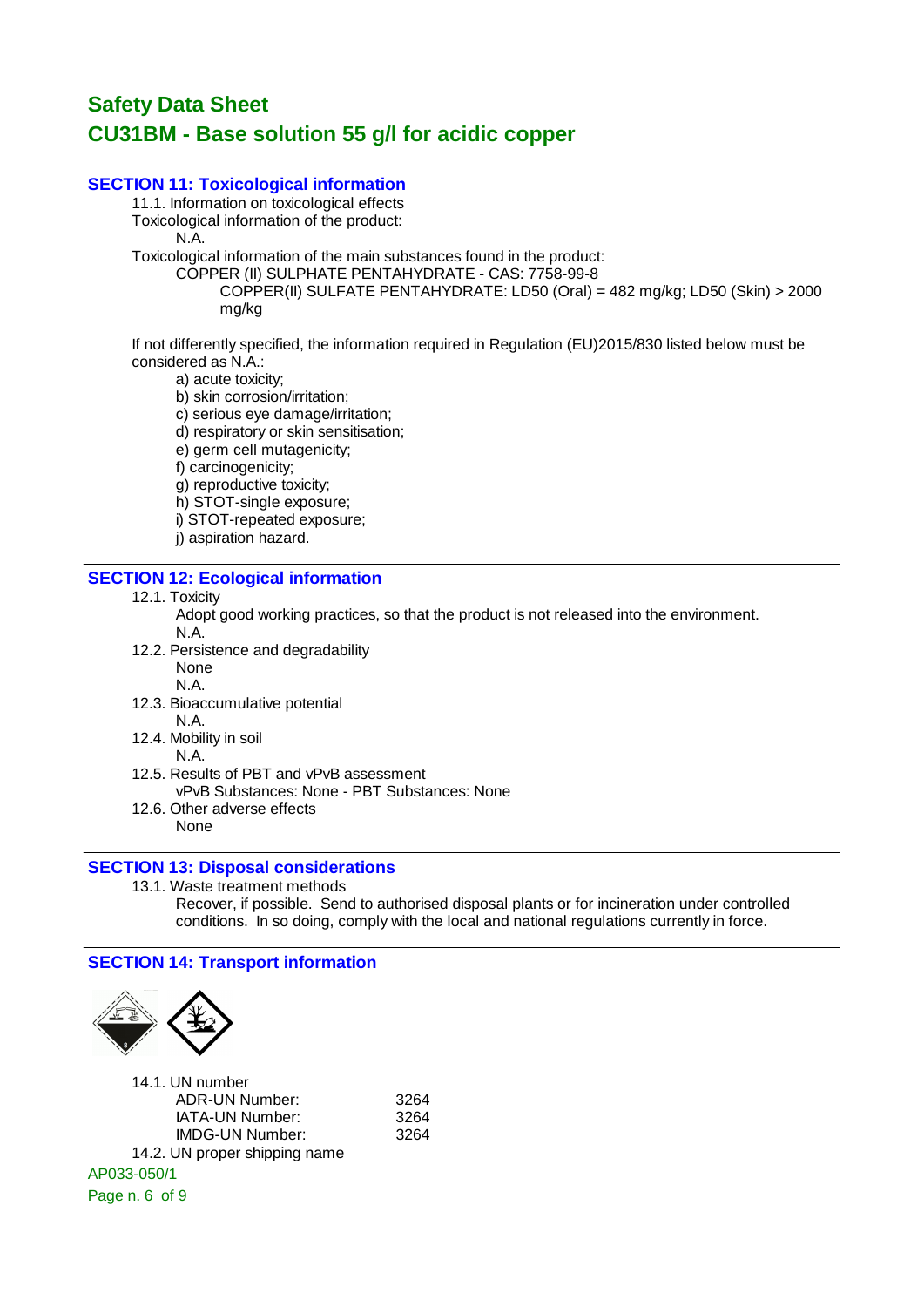# Safety Data Sheet
# CU31BM - Base solution 55 g/l for acidic copper

## SECTION 11: Toxicological information

11.1. Information on toxicological effects

Toxicological information of the product:

N.A.

Toxicological information of the main substances found in the product:

COPPER (II) SULPHATE PENTAHYDRATE - CAS: 7758-99-8

COPPER(II) SULFATE PENTAHYDRATE: LD50 (Oral) = 482 mg/kg; LD50 (Skin) > 2000 mg/kg

If not differently specified, the information required in Regulation (EU)2015/830 listed below must be considered as N.A.:

a) acute toxicity;
b) skin corrosion/irritation;
c) serious eye damage/irritation;
d) respiratory or skin sensitisation;
e) germ cell mutagenicity;
f) carcinogenicity;
g) reproductive toxicity;
h) STOT-single exposure;
i) STOT-repeated exposure;
j) aspiration hazard.

## SECTION 12: Ecological information

12.1. Toxicity

Adopt good working practices, so that the product is not released into the environment.

N.A.

12.2. Persistence and degradability

None

N.A.

12.3. Bioaccumulative potential

N.A.

12.4. Mobility in soil

N.A.

12.5. Results of PBT and vPvB assessment

vPvB Substances: None - PBT Substances: None

12.6. Other adverse effects

None

## SECTION 13: Disposal considerations

13.1. Waste treatment methods

Recover, if possible. Send to authorised disposal plants or for incineration under controlled conditions. In so doing, comply with the local and national regulations currently in force.

## SECTION 14: Transport information

14.1. UN number

| | |
|---|---|
| ADR-UN Number: | 3264 |
| IATA-UN Number: | 3264 |
| IMDG-UN Number: | 3264 |

14.2. UN proper shipping name

AP033-050/1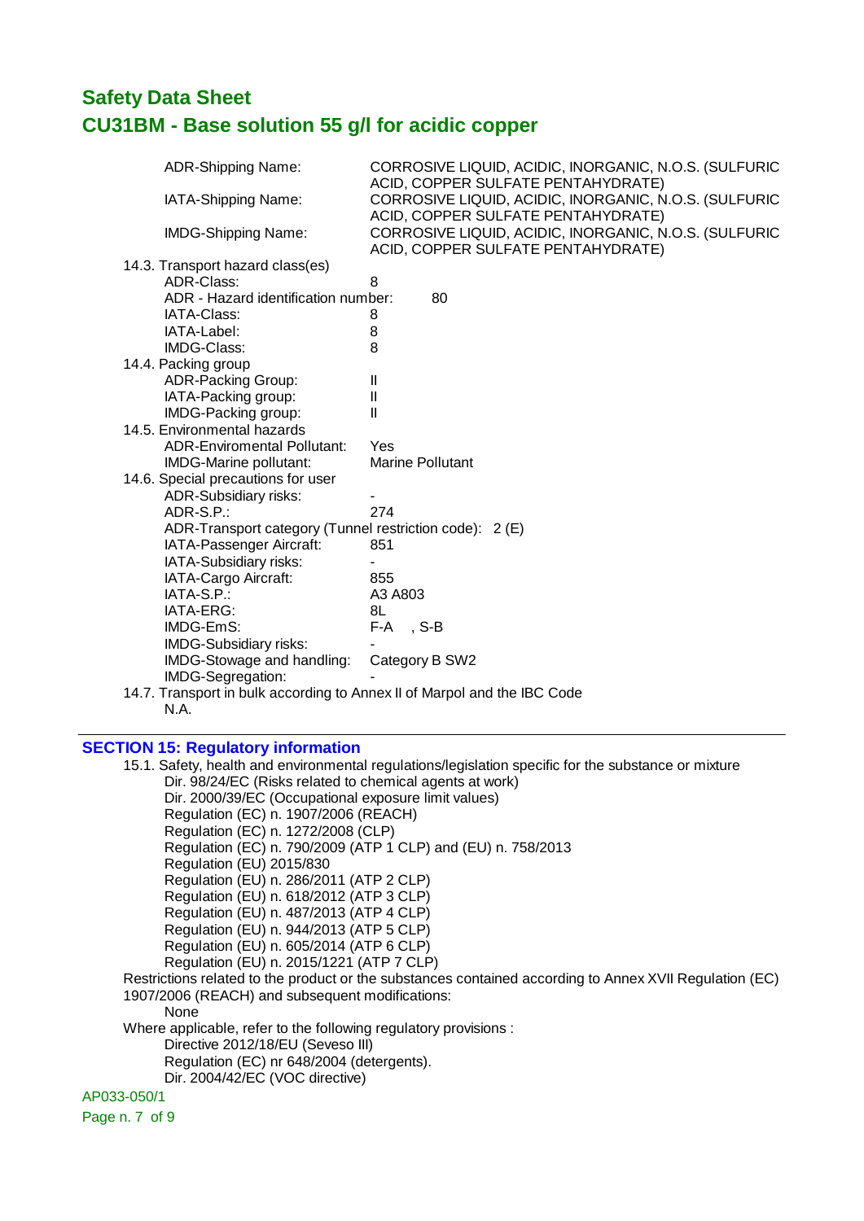ADR-Shipping Name: CORROSIVE LIQUID, ACIDIC, INORGANIC, N.O.S. (SULFURIC ACID, COPPER SULFATE PENTAHYDRATE)

IATA-Shipping Name: CORROSIVE LIQUID, ACIDIC, INORGANIC, N.O.S. (SULFURIC ACID, COPPER SULFATE PENTAHYDRATE)

IMDG-Shipping Name: CORROSIVE LIQUID, ACIDIC, INORGANIC, N.O.S. (SULFURIC ACID, COPPER SULFATE PENTAHYDRATE)

14.3. Transport hazard class(es)

| | |
|---|---|
| ADR-Class: | 8 |
| ADR - Hazard identification number: | 80 |
| IATA-Class: | 8 |
| IATA-Label: | 8 |
| IMDG-Class: | 8 |

14.4. Packing group

| | |
|---|---|
| ADR-Packing Group: | II |
| IATA-Packing group: | II |
| IMDG-Packing group: | II |

14.5. Environmental hazards

| | |
|---|---|
| ADR-Enviromental Pollutant: | Yes |
| IMDG-Marine pollutant: | Marine Pollutant |

14.6. Special precautions for user

| | |
|---|---|
| ADR-Subsidiary risks: | - |
| ADR-S.P.: | 274 |
| ADR-Transport category (Tunnel restriction code): | 2 (E) |
| IATA-Passenger Aircraft: | 851 |
| IATA-Subsidiary risks: | - |
| IATA-Cargo Aircraft: | 855 |
| IATA-S.P.: | A3 A803 |
| IATA-ERG: | 8L |
| IMDG-EmS: | F-A , S-B |
| IMDG-Subsidiary risks: | - |
| IMDG-Stowage and handling: | Category B SW2 |
| IMDG-Segregation: | - |

14.7. Transport in bulk according to Annex II of Marpol and the IBC Code

N.A.

## SECTION 15: Regulatory information

15.1. Safety, health and environmental regulations/legislation specific for the substance or mixture

- Dir. 98/24/EC (Risks related to chemical agents at work)
- Dir. 2000/39/EC (Occupational exposure limit values)
- Regulation (EC) n. 1907/2006 (REACH)
- Regulation (EC) n. 1272/2008 (CLP)
- Regulation (EC) n. 790/2009 (ATP 1 CLP) and (EU) n. 758/2013
- Regulation (EU) 2015/830
- Regulation (EU) n. 286/2011 (ATP 2 CLP)
- Regulation (EU) n. 618/2012 (ATP 3 CLP)
- Regulation (EU) n. 487/2013 (ATP 4 CLP)
- Regulation (EU) n. 944/2013 (ATP 5 CLP)
- Regulation (EU) n. 605/2014 (ATP 6 CLP)
- Regulation (EU) n. 2015/1221 (ATP 7 CLP)

Restrictions related to the product or the substances contained according to Annex XVII Regulation (EC) 1907/2006 (REACH) and subsequent modifications:

None

Where applicable, refer to the following regulatory provisions :

- Directive 2012/18/EU (Seveso III)
- Regulation (EC) nr 648/2004 (detergents).
- Dir. 2004/42/EC (VOC directive)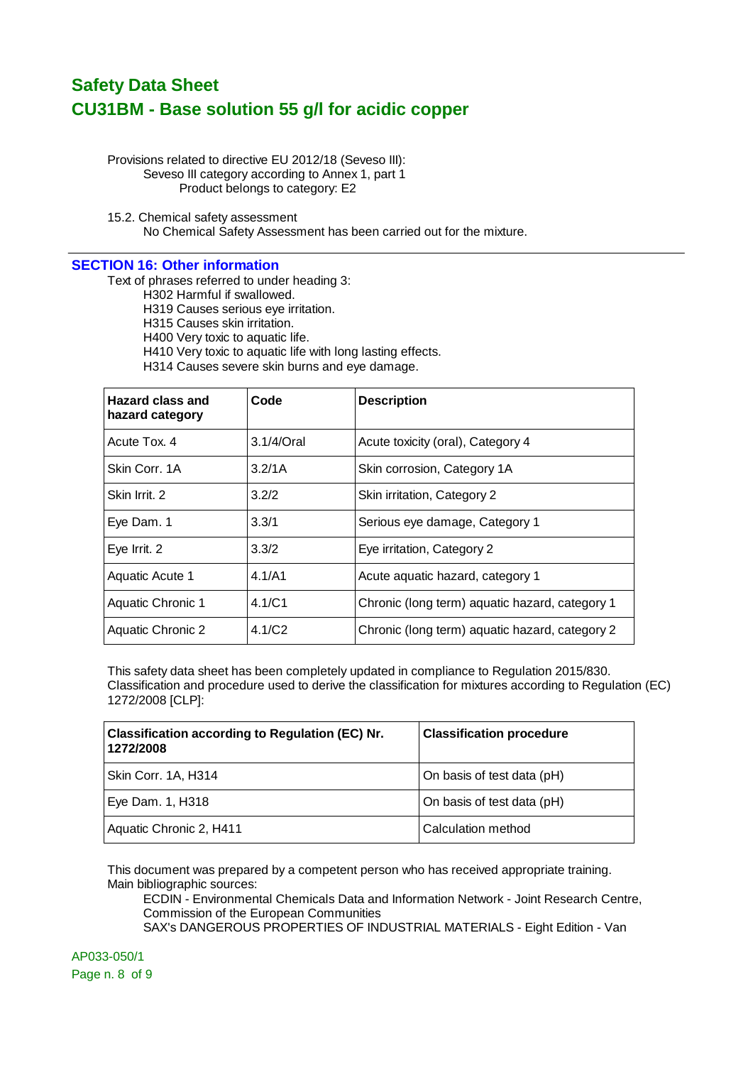Provisions related to directive EU 2012/18 (Seveso III):
Seveso III category according to Annex 1, part 1
Product belongs to category: E2

15.2. Chemical safety assessment
No Chemical Safety Assessment has been carried out for the mixture.

## SECTION 16: Other information

Text of phrases referred to under heading 3:
H302 Harmful if swallowed.
H319 Causes serious eye irritation.
H315 Causes skin irritation.
H400 Very toxic to aquatic life.
H410 Very toxic to aquatic life with long lasting effects.
H314 Causes severe skin burns and eye damage.

| Hazard class and hazard category | Code | Description |
|---|---|---|
| Acute Tox. 4 | 3.1/4/Oral | Acute toxicity (oral), Category 4 |
| Skin Corr. 1A | 3.2/1A | Skin corrosion, Category 1A |
| Skin Irrit. 2 | 3.2/2 | Skin irritation, Category 2 |
| Eye Dam. 1 | 3.3/1 | Serious eye damage, Category 1 |
| Eye Irrit. 2 | 3.3/2 | Eye irritation, Category 2 |
| Aquatic Acute 1 | 4.1/A1 | Acute aquatic hazard, category 1 |
| Aquatic Chronic 1 | 4.1/C1 | Chronic (long term) aquatic hazard, category 1 |
| Aquatic Chronic 2 | 4.1/C2 | Chronic (long term) aquatic hazard, category 2 |

This safety data sheet has been completely updated in compliance to Regulation 2015/830.
Classification and procedure used to derive the classification for mixtures according to Regulation (EC) 1272/2008 [CLP]:

| Classification according to Regulation (EC) Nr. 1272/2008 | Classification procedure |
|---|---|
| Skin Corr. 1A, H314 | On basis of test data (pH) |
| Eye Dam. 1, H318 | On basis of test data (pH) |
| Aquatic Chronic 2, H411 | Calculation method |

This document was prepared by a competent person who has received appropriate training.
Main bibliographic sources:
ECDIN - Environmental Chemicals Data and Information Network - Joint Research Centre, Commission of the European Communities
SAX's DANGEROUS PROPERTIES OF INDUSTRIAL MATERIALS - Eight Edition - Van

AP033-050/1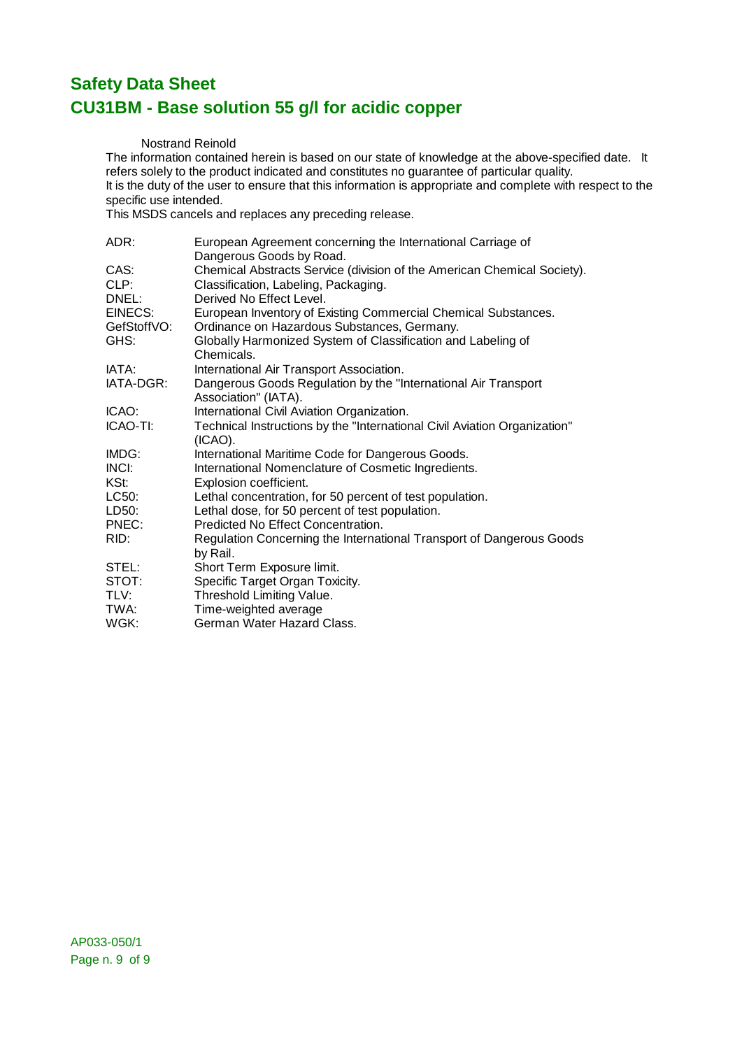Nostrand Reinold

The information contained herein is based on our state of knowledge at the above-specified date. It refers solely to the product indicated and constitutes no guarantee of particular quality.

It is the duty of the user to ensure that this information is appropriate and complete with respect to the specific use intended.

This MSDS cancels and replaces any preceding release.

| | |
|---|---|
| ADR: | European Agreement concerning the International Carriage of Dangerous Goods by Road. |
| CAS: | Chemical Abstracts Service (division of the American Chemical Society). |
| CLP: | Classification, Labeling, Packaging. |
| DNEL: | Derived No Effect Level. |
| EINECS: | European Inventory of Existing Commercial Chemical Substances. |
| GefStoffVO: | Ordinance on Hazardous Substances, Germany. |
| GHS: | Globally Harmonized System of Classification and Labeling of Chemicals. |
| IATA: | International Air Transport Association. |
| IATA-DGR: | Dangerous Goods Regulation by the "International Air Transport Association" (IATA). |
| ICAO: | International Civil Aviation Organization. |
| ICAO-TI: | Technical Instructions by the "International Civil Aviation Organization" (ICAO). |
| IMDG: | International Maritime Code for Dangerous Goods. |
| INCI: | International Nomenclature of Cosmetic Ingredients. |
| KSt: | Explosion coefficient. |
| LC50: | Lethal concentration, for 50 percent of test population. |
| LD50: | Lethal dose, for 50 percent of test population. |
| PNEC: | Predicted No Effect Concentration. |
| RID: | Regulation Concerning the International Transport of Dangerous Goods by Rail. |
| STEL: | Short Term Exposure limit. |
| STOT: | Specific Target Organ Toxicity. |
| TLV: | Threshold Limiting Value. |
| TWA: | Time-weighted average |
| WGK: | German Water Hazard Class. |